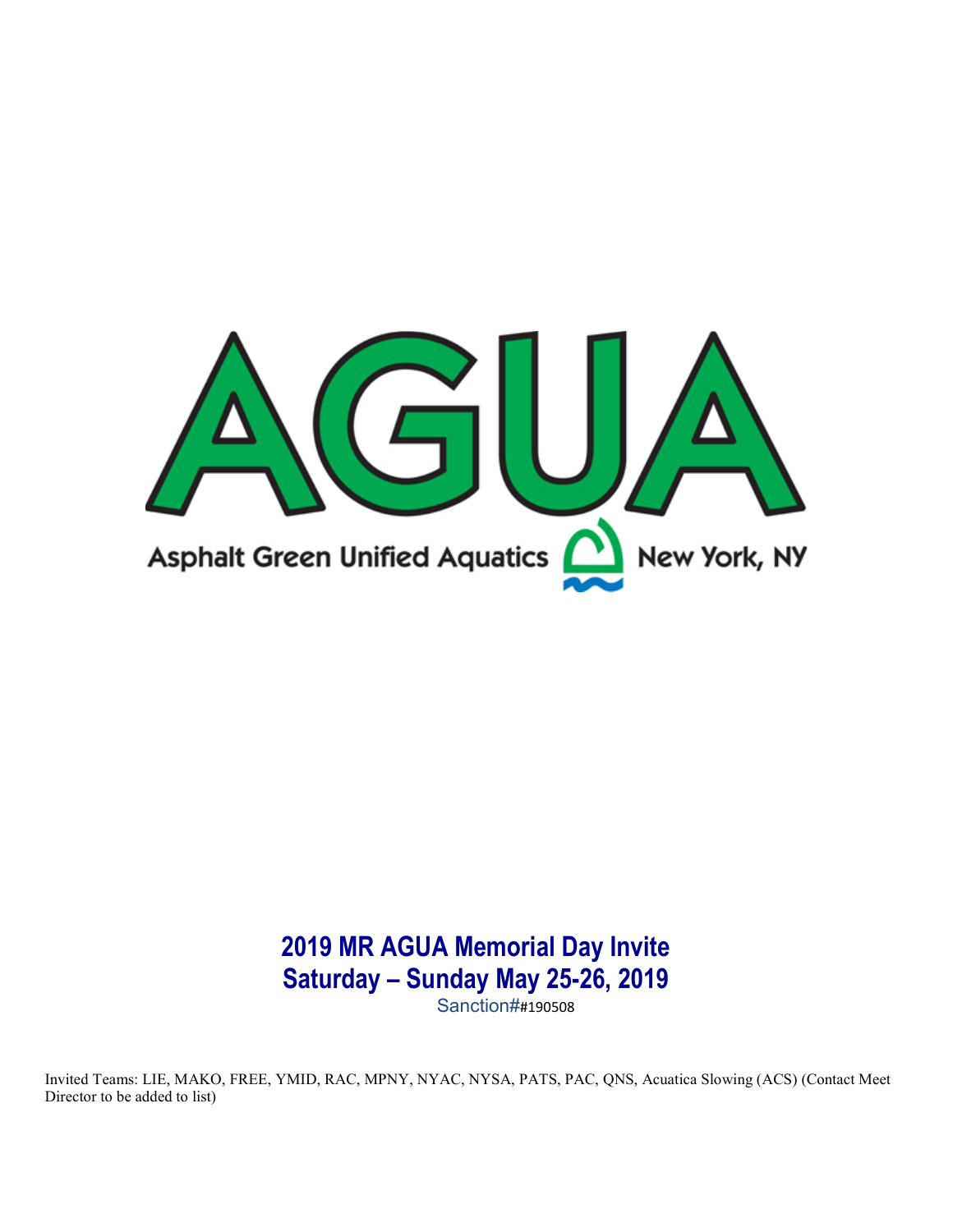# AGUA

Asphalt Green Unified Aquatics New York, NY

## 2019 MR AGUA Memorial Day Invite
## Saturday – Sunday May 25-26, 2019

Sanction##190508

Invited Teams: LIE, MAKO, FREE, YMID, RAC, MPNY, NYAC, NYSA, PATS, PAC, QNS, Acuatica Slowing (ACS) (Contact Meet Director to be added to list)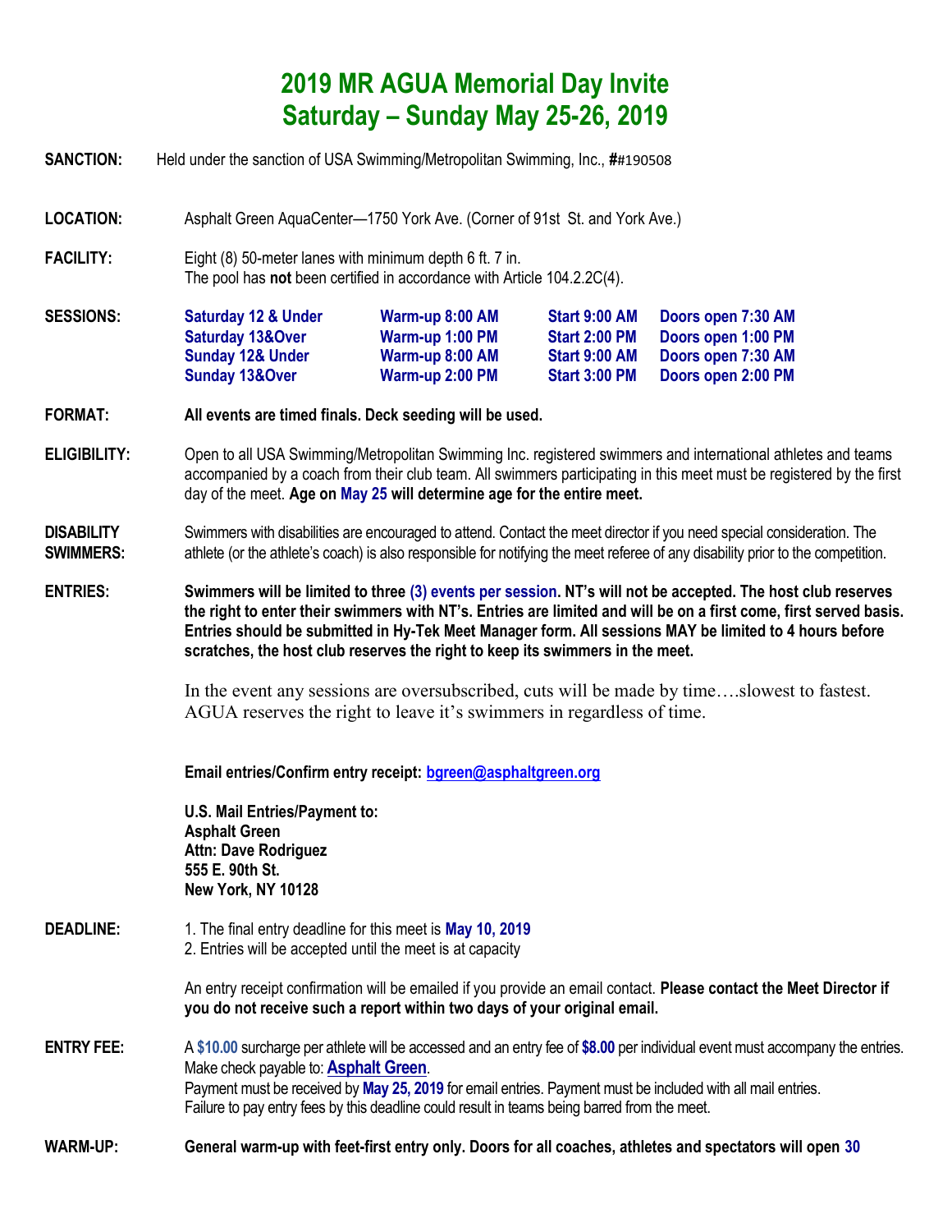# 2019 MR AGUA Memorial Day Invite
# Saturday – Sunday May 25-26, 2019

**SANCTION:** Held under the sanction of USA Swimming/Metropolitan Swimming, Inc., **#**#190508

**LOCATION:** Asphalt Green AquaCenter—1750 York Ave. (Corner of 91st St. and York Ave.)

**FACILITY:** Eight (8) 50-meter lanes with minimum depth 6 ft. 7 in.
The pool has **not** been certified in accordance with Article 104.2.2C(4).

**SESSIONS:**

| | | | |
|---|---|---|---|
| **Saturday 12 & Under** | **Warm-up 8:00 AM** | **Start 9:00 AM** | **Doors open 7:30 AM** |
| **Saturday 13&Over** | **Warm-up 1:00 PM** | **Start 2:00 PM** | **Doors open 1:00 PM** |
| **Sunday 12& Under** | **Warm-up 8:00 AM** | **Start 9:00 AM** | **Doors open 7:30 AM** |
| **Sunday 13&Over** | **Warm-up 2:00 PM** | **Start 3:00 PM** | **Doors open 2:00 PM** |

**FORMAT:** **All events are timed finals. Deck seeding will be used.**

**ELIGIBILITY:** Open to all USA Swimming/Metropolitan Swimming Inc. registered swimmers and international athletes and teams accompanied by a coach from their club team. All swimmers participating in this meet must be registered by the first day of the meet. **Age on May 25 will determine age for the entire meet.**

**DISABILITY SWIMMERS:** Swimmers with disabilities are encouraged to attend. Contact the meet director if you need special consideration. The athlete (or the athlete's coach) is also responsible for notifying the meet referee of any disability prior to the competition.

**ENTRIES:** **Swimmers will be limited to three (3) events per session. NT's will not be accepted. The host club reserves the right to enter their swimmers with NT's. Entries are limited and will be on a first come, first served basis. Entries should be submitted in Hy-Tek Meet Manager form. All sessions MAY be limited to 4 hours before scratches, the host club reserves the right to keep its swimmers in the meet.**

In the event any sessions are oversubscribed, cuts will be made by time….slowest to fastest. AGUA reserves the right to leave it's swimmers in regardless of time.

**Email entries/Confirm entry receipt: bgreen@asphaltgreen.org**

**U.S. Mail Entries/Payment to:**
**Asphalt Green**
**Attn: Dave Rodriguez**
**555 E. 90th St.**
**New York, NY 10128**

**DEADLINE:**
1. The final entry deadline for this meet is **May 10, 2019**
2. Entries will be accepted until the meet is at capacity

An entry receipt confirmation will be emailed if you provide an email contact. **Please contact the Meet Director if you do not receive such a report within two days of your original email.**

**ENTRY FEE:** A **$10.00** surcharge per athlete will be accessed and an entry fee of **$8.00** per individual event must accompany the entries. Make check payable to: **Asphalt Green**.
Payment must be received by **May 25, 2019** for email entries. Payment must be included with all mail entries.
Failure to pay entry fees by this deadline could result in teams being barred from the meet.

**WARM-UP:** **General warm-up with feet-first entry only. Doors for all coaches, athletes and spectators will open 30**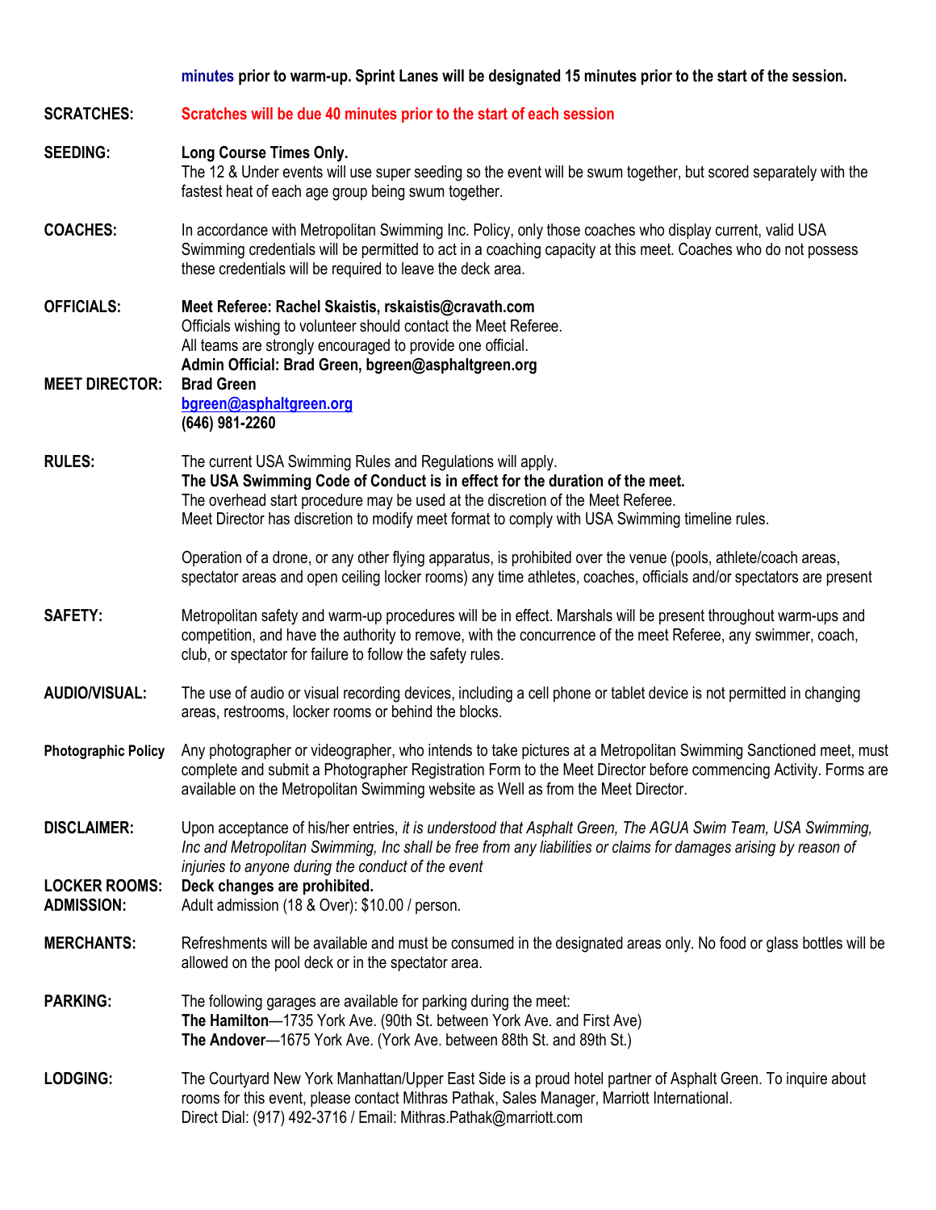**minutes prior to warm-up. Sprint Lanes will be designated 15 minutes prior to the start of the session.**

**SCRATCHES:** **Scratches will be due 40 minutes prior to the start of each session**

**SEEDING:** **Long Course Times Only.**
The 12 & Under events will use super seeding so the event will be swum together, but scored separately with the fastest heat of each age group being swum together.

**COACHES:** In accordance with Metropolitan Swimming Inc. Policy, only those coaches who display current, valid USA Swimming credentials will be permitted to act in a coaching capacity at this meet. Coaches who do not possess these credentials will be required to leave the deck area.

**OFFICIALS:** **Meet Referee: Rachel Skaistis, rskaistis@cravath.com**
Officials wishing to volunteer should contact the Meet Referee.
All teams are strongly encouraged to provide one official.
**Admin Official: Brad Green, bgreen@asphaltgreen.org**

**MEET DIRECTOR:** **Brad Green**
**bgreen@asphaltgreen.org**
**(646) 981-2260**

**RULES:** The current USA Swimming Rules and Regulations will apply.
**The USA Swimming Code of Conduct is in effect for the duration of the meet.**
The overhead start procedure may be used at the discretion of the Meet Referee.
Meet Director has discretion to modify meet format to comply with USA Swimming timeline rules.

Operation of a drone, or any other flying apparatus, is prohibited over the venue (pools, athlete/coach areas, spectator areas and open ceiling locker rooms) any time athletes, coaches, officials and/or spectators are present

**SAFETY:** Metropolitan safety and warm-up procedures will be in effect. Marshals will be present throughout warm-ups and competition, and have the authority to remove, with the concurrence of the meet Referee, any swimmer, coach, club, or spectator for failure to follow the safety rules.

**AUDIO/VISUAL:** The use of audio or visual recording devices, including a cell phone or tablet device is not permitted in changing areas, restrooms, locker rooms or behind the blocks.

**Photographic Policy** Any photographer or videographer, who intends to take pictures at a Metropolitan Swimming Sanctioned meet, must complete and submit a Photographer Registration Form to the Meet Director before commencing Activity. Forms are available on the Metropolitan Swimming website as Well as from the Meet Director.

**DISCLAIMER:** Upon acceptance of his/her entries, *it is understood that Asphalt Green, The AGUA Swim Team, USA Swimming, Inc and Metropolitan Swimming, Inc shall be free from any liabilities or claims for damages arising by reason of injuries to anyone during the conduct of the event*

**LOCKER ROOMS:** **Deck changes are prohibited.**

**ADMISSION:** Adult admission (18 & Over): $10.00 / person.

**MERCHANTS:** Refreshments will be available and must be consumed in the designated areas only. No food or glass bottles will be allowed on the pool deck or in the spectator area.

**PARKING:** The following garages are available for parking during the meet:
**The Hamilton**—1735 York Ave. (90th St. between York Ave. and First Ave)
**The Andover**—1675 York Ave. (York Ave. between 88th St. and 89th St.)

**LODGING:** The Courtyard New York Manhattan/Upper East Side is a proud hotel partner of Asphalt Green. To inquire about rooms for this event, please contact Mithras Pathak, Sales Manager, Marriott International.
Direct Dial: (917) 492-3716 / Email: Mithras.Pathak@marriott.com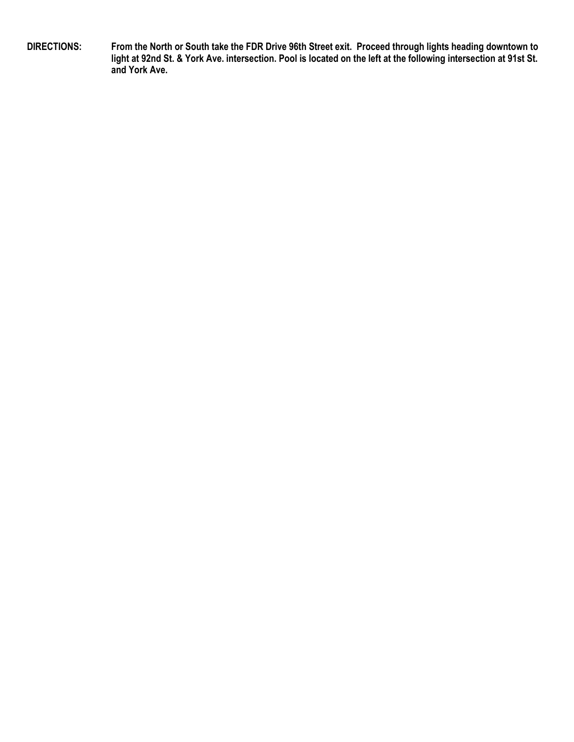**DIRECTIONS:** **From the North or South take the FDR Drive 96th Street exit. Proceed through lights heading downtown to light at 92nd St. & York Ave. intersection. Pool is located on the left at the following intersection at 91st St. and York Ave.**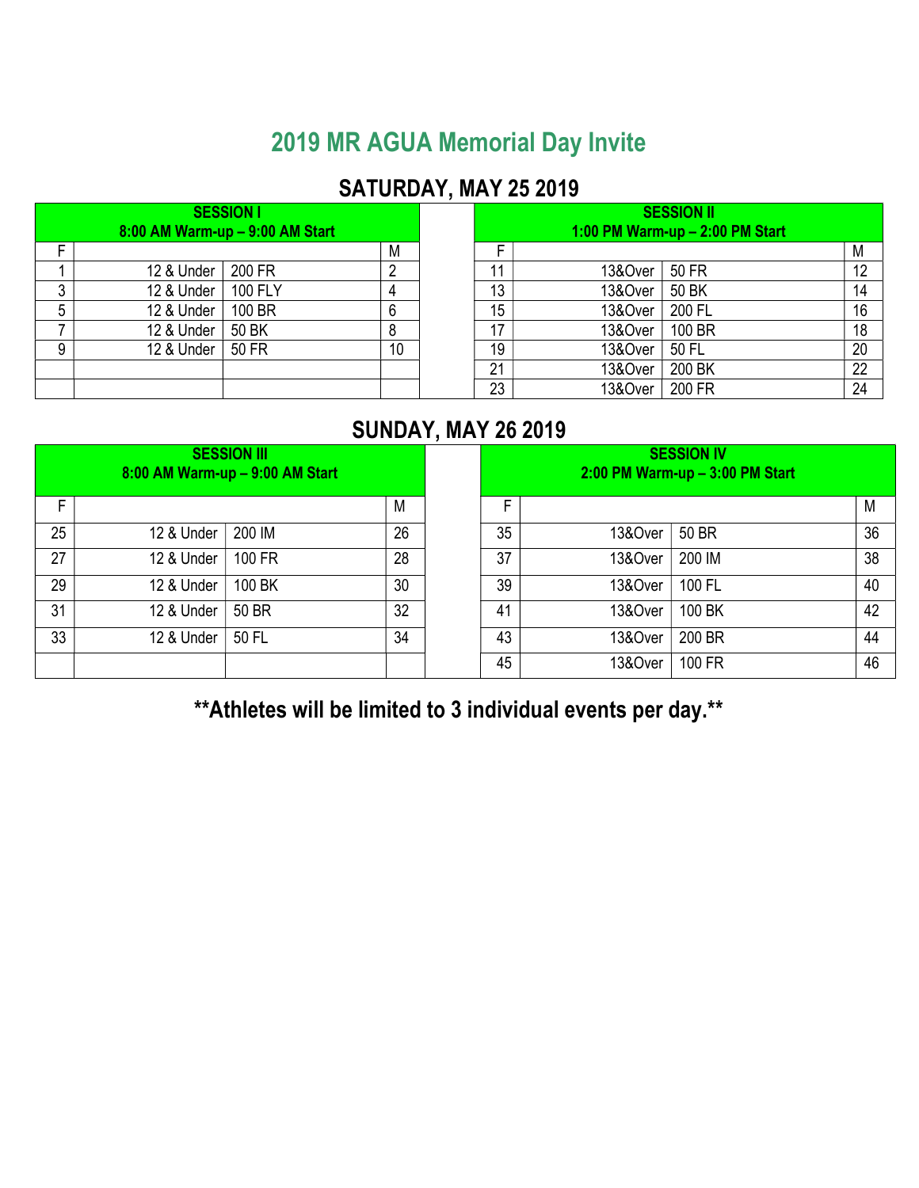# 2019 MR AGUA Memorial Day Invite

## SATURDAY, MAY 25 2019

| SESSION I<br>8:00 AM Warm-up – 9:00 AM Start | | | |
|---|---|---|---|
| F | | | M |
| 1 | 12 & Under | 200 FR | 2 |
| 3 | 12 & Under | 100 FLY | 4 |
| 5 | 12 & Under | 100 BR | 6 |
| 7 | 12 & Under | 50 BK | 8 |
| 9 | 12 & Under | 50 FR | 10 |

| SESSION II<br>1:00 PM Warm-up – 2:00 PM Start | | | |
|---|---|---|---|
| F | | | M |
| 11 | 13&Over | 50 FR | 12 |
| 13 | 13&Over | 50 BK | 14 |
| 15 | 13&Over | 200 FL | 16 |
| 17 | 13&Over | 100 BR | 18 |
| 19 | 13&Over | 50 FL | 20 |
| 21 | 13&Over | 200 BK | 22 |
| 23 | 13&Over | 200 FR | 24 |

## SUNDAY, MAY 26 2019

| SESSION III<br>8:00 AM Warm-up – 9:00 AM Start | | | |
|---|---|---|---|
| F | | | M |
| 25 | 12 & Under | 200 IM | 26 |
| 27 | 12 & Under | 100 FR | 28 |
| 29 | 12 & Under | 100 BK | 30 |
| 31 | 12 & Under | 50 BR | 32 |
| 33 | 12 & Under | 50 FL | 34 |

| SESSION IV<br>2:00 PM Warm-up – 3:00 PM Start | | | |
|---|---|---|---|
| F | | | M |
| 35 | 13&Over | 50 BR | 36 |
| 37 | 13&Over | 200 IM | 38 |
| 39 | 13&Over | 100 FL | 40 |
| 41 | 13&Over | 100 BK | 42 |
| 43 | 13&Over | 200 BR | 44 |
| 45 | 13&Over | 100 FR | 46 |

**Athletes will be limited to 3 individual events per day.**